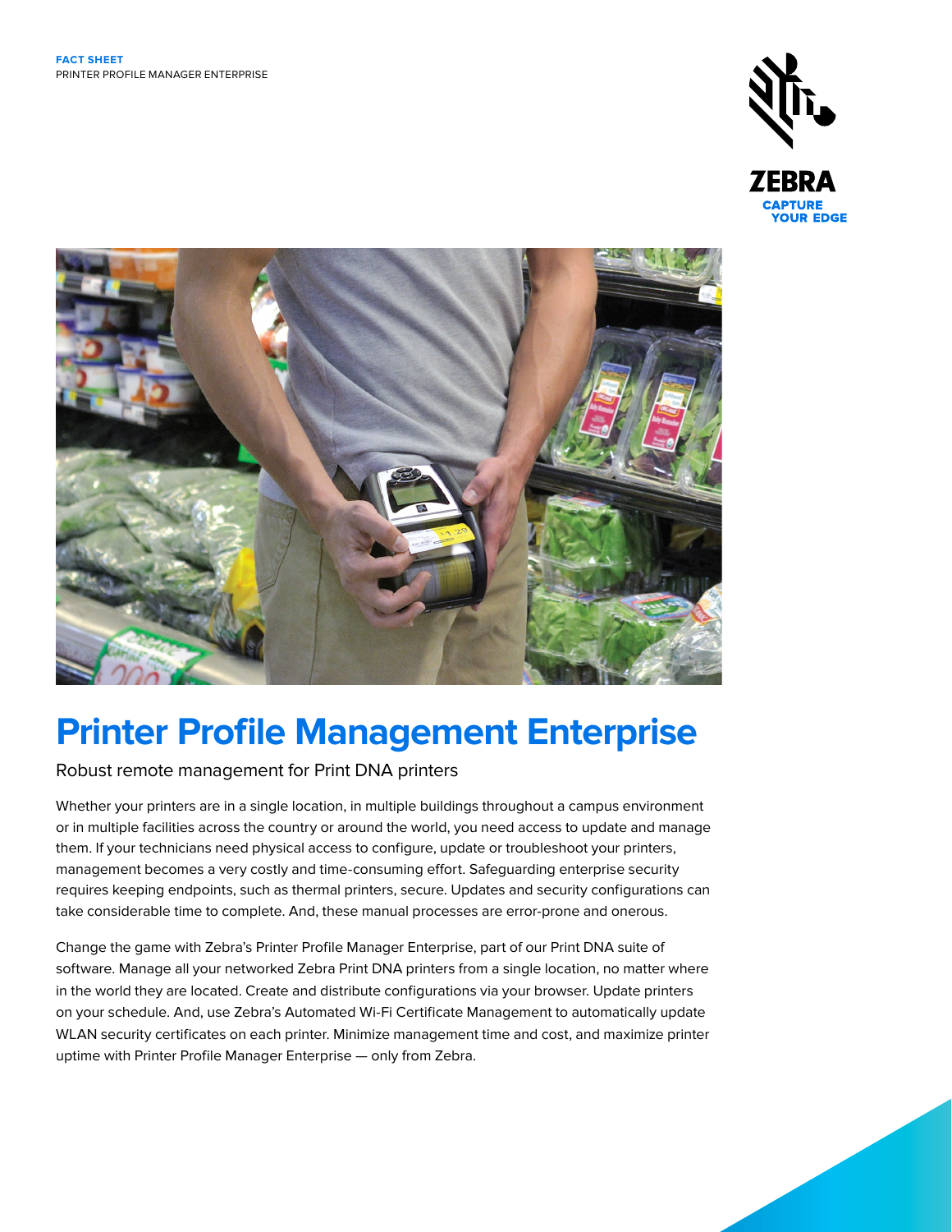FACT SHEET
PRINTER PROFILE MANAGER ENTERPRISE

ZEBRA
CAPTURE YOUR EDGE

# Printer Profile Management Enterprise

Robust remote management for Print DNA printers

Whether your printers are in a single location, in multiple buildings throughout a campus environment or in multiple facilities across the country or around the world, you need access to update and manage them. If your technicians need physical access to configure, update or troubleshoot your printers, management becomes a very costly and time-consuming effort. Safeguarding enterprise security requires keeping endpoints, such as thermal printers, secure. Updates and security configurations can take considerable time to complete. And, these manual processes are error-prone and onerous.

Change the game with Zebra's Printer Profile Manager Enterprise, part of our Print DNA suite of software. Manage all your networked Zebra Print DNA printers from a single location, no matter where in the world they are located. Create and distribute configurations via your browser. Update printers on your schedule. And, use Zebra's Automated Wi-Fi Certificate Management to automatically update WLAN security certificates on each printer. Minimize management time and cost, and maximize printer uptime with Printer Profile Manager Enterprise — only from Zebra.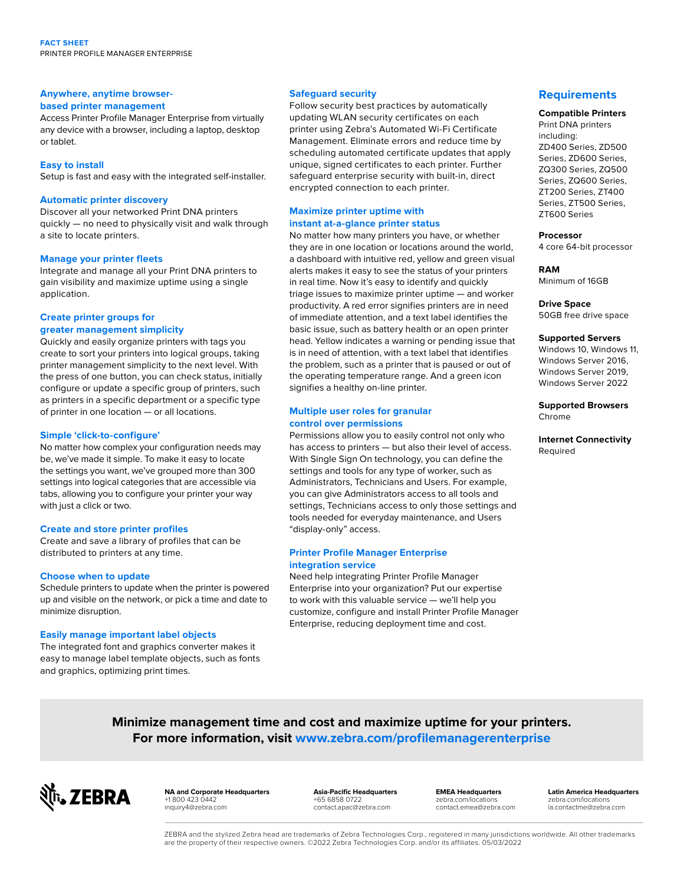### Anywhere, anytime browser-based printer management

Access Printer Profile Manager Enterprise from virtually any device with a browser, including a laptop, desktop or tablet.

### Easy to install

Setup is fast and easy with the integrated self-installer.

### Automatic printer discovery

Discover all your networked Print DNA printers quickly — no need to physically visit and walk through a site to locate printers.

### Manage your printer fleets

Integrate and manage all your Print DNA printers to gain visibility and maximize uptime using a single application.

### Create printer groups for greater management simplicity

Quickly and easily organize printers with tags you create to sort your printers into logical groups, taking printer management simplicity to the next level. With the press of one button, you can check status, initially configure or update a specific group of printers, such as printers in a specific department or a specific type of printer in one location — or all locations.

### Simple 'click-to-configure'

No matter how complex your configuration needs may be, we've made it simple. To make it easy to locate the settings you want, we've grouped more than 300 settings into logical categories that are accessible via tabs, allowing you to configure your printer your way with just a click or two.

### Create and store printer profiles

Create and save a library of profiles that can be distributed to printers at any time.

### Choose when to update

Schedule printers to update when the printer is powered up and visible on the network, or pick a time and date to minimize disruption.

### Easily manage important label objects

The integrated font and graphics converter makes it easy to manage label template objects, such as fonts and graphics, optimizing print times.

### Safeguard security

Follow security best practices by automatically updating WLAN security certificates on each printer using Zebra's Automated Wi-Fi Certificate Management. Eliminate errors and reduce time by scheduling automated certificate updates that apply unique, signed certificates to each printer. Further safeguard enterprise security with built-in, direct encrypted connection to each printer.

### Maximize printer uptime with instant at-a-glance printer status

No matter how many printers you have, or whether they are in one location or locations around the world, a dashboard with intuitive red, yellow and green visual alerts makes it easy to see the status of your printers in real time. Now it's easy to identify and quickly triage issues to maximize printer uptime — and worker productivity. A red error signifies printers are in need of immediate attention, and a text label identifies the basic issue, such as battery health or an open printer head. Yellow indicates a warning or pending issue that is in need of attention, with a text label that identifies the problem, such as a printer that is paused or out of the operating temperature range. And a green icon signifies a healthy on-line printer.

### Multiple user roles for granular control over permissions

Permissions allow you to easily control not only who has access to printers — but also their level of access. With Single Sign On technology, you can define the settings and tools for any type of worker, such as Administrators, Technicians and Users. For example, you can give Administrators access to all tools and settings, Technicians access to only those settings and tools needed for everyday maintenance, and Users "display-only" access.

### Printer Profile Manager Enterprise integration service

Need help integrating Printer Profile Manager Enterprise into your organization? Put our expertise to work with this valuable service — we'll help you customize, configure and install Printer Profile Manager Enterprise, reducing deployment time and cost.

## Requirements

**Compatible Printers**
Print DNA printers including: ZD400 Series, ZD500 Series, ZD600 Series, ZQ300 Series, ZQ500 Series, ZQ600 Series, ZT200 Series, ZT400 Series, ZT500 Series, ZT600 Series

**Processor**
4 core 64-bit processor

**RAM**
Minimum of 16GB

**Drive Space**
50GB free drive space

**Supported Servers**
Windows 10, Windows 11, Windows Server 2016, Windows Server 2019, Windows Server 2022

**Supported Browsers**
Chrome

**Internet Connectivity**
Required

**Minimize management time and cost and maximize uptime for your printers.**
**For more information, visit www.zebra.com/profilemanagerenterprise**

ZEBRA

**NA and Corporate Headquarters**
+1 800 423 0442
inquiry4@zebra.com

**Asia-Pacific Headquarters**
+65 6858 0722
contact.apac@zebra.com

**EMEA Headquarters**
zebra.com/locations
contact.emea@zebra.com

**Latin America Headquarters**
zebra.com/locations
la.contactme@zebra.com

ZEBRA and the stylized Zebra head are trademarks of Zebra Technologies Corp., registered in many jurisdictions worldwide. All other trademarks are the property of their respective owners. ©2022 Zebra Technologies Corp. and/or its affiliates. 05/03/2022